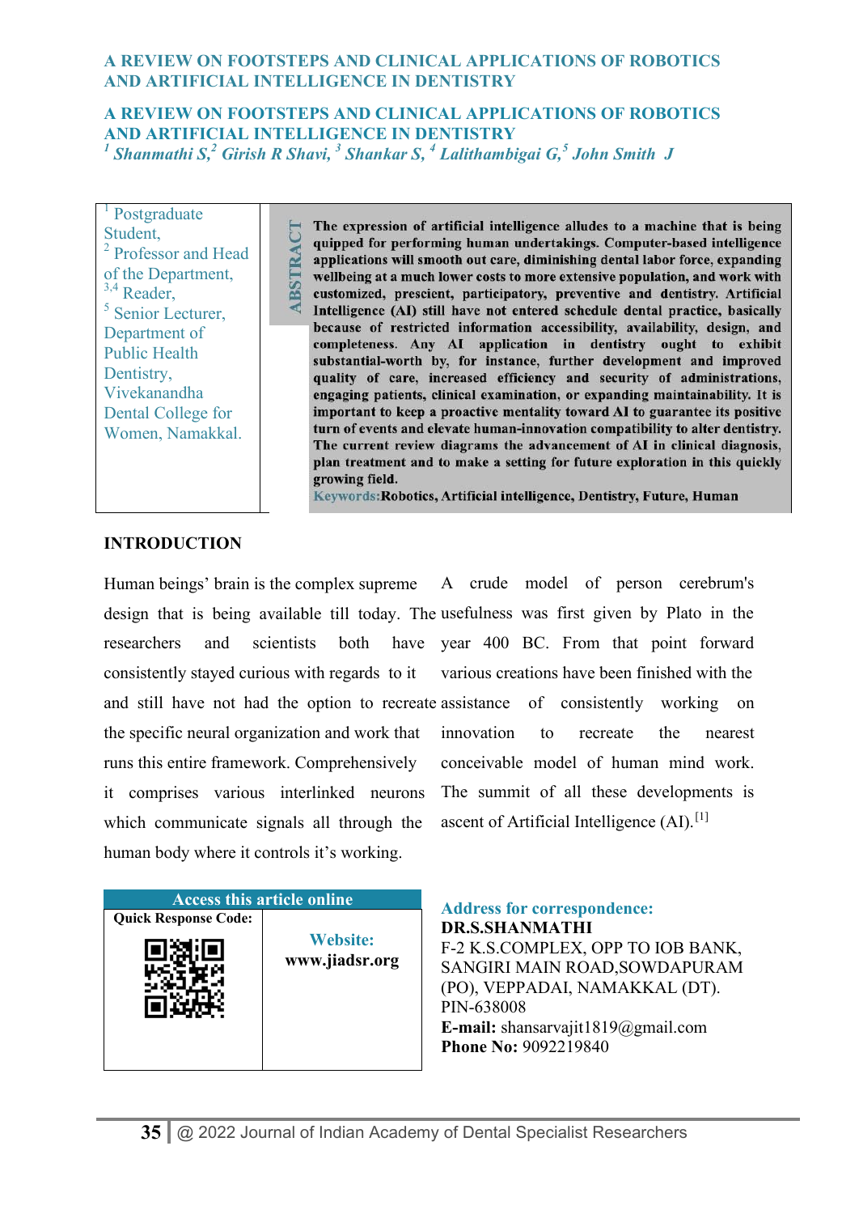# A REVIEW ON FOOTSTEPS AND CLINICAL APPLICATIONS OF ROBOTICS AND ARTIFICIAL INTELLIGENCE IN DENTISTRY

## A REVIEW ON FOOTSTEPS AND CLINICAL APPLICATIONS OF ROBOTICS AND ARTIFICIAL INTELLIGENCE IN DENTISTRY

***[1] Shanmathi S,[2] Girish R Shavi, [3] Shankar S, [4] Lalithambigai G,[5] John Smith J***

[1] Postgraduate Student, [2] Professor and Head of the Department, [3,4] Reader, [5] Senior Lecturer, Department of Public Health Dentistry, Vivekanandha Dental College for Women, Namakkal.

**ABSTRACT**

**The expression of artificial intelligence alludes to a machine that is being quipped for performing human undertakings. Computer-based intelligence applications will smooth out care, diminishing dental labor force, expanding wellbeing at a much lower costs to more extensive population, and work with customized, prescient, participatory, preventive and dentistry. Artificial Intelligence (AI) still have not entered schedule dental practice, basically because of restricted information accessibility, availability, design, and completeness. Any AI application in dentistry ought to exhibit substantial-worth by, for instance, further development and improved quality of care, increased efficiency and security of administrations, engaging patients, clinical examination, or expanding maintainability. It is important to keep a proactive mentality toward AI to guarantee its positive turn of events and elevate human-innovation compatibility to alter dentistry. The current review diagrams the advancement of AI in clinical diagnosis, plan treatment and to make a setting for future exploration in this quickly growing field.**

**Keywords:** **Robotics, Artificial intelligence, Dentistry, Future, Human**

## INTRODUCTION

Human beings' brain is the complex supreme design that is being available till today. The researchers and scientists both have consistently stayed curious with regards to it and still have not had the option to recreate the specific neural organization and work that runs this entire framework. Comprehensively it comprises various interlinked neurons which communicate signals all through the human body where it controls it's working.

A crude model of person cerebrum's usefulness was first given by Plato in the year 400 BC. From that point forward various creations have been finished with the assistance of consistently working on innovation to recreate the nearest conceivable model of human mind work. The summit of all these developments is ascent of Artificial Intelligence (AI).[1]

**Access this article online**

**Quick Response Code:**

**Website:** **www.jiadsr.org**

**Address for correspondence:**
**DR.S.SHANMATHI**
F-2 K.S.COMPLEX, OPP TO IOB BANK, SANGIRI MAIN ROAD,SOWDAPURAM (PO), VEPPADAI, NAMAKKAL (DT). PIN-638008
**E-mail:** shansarvajit1819@gmail.com
**Phone No:** 9092219840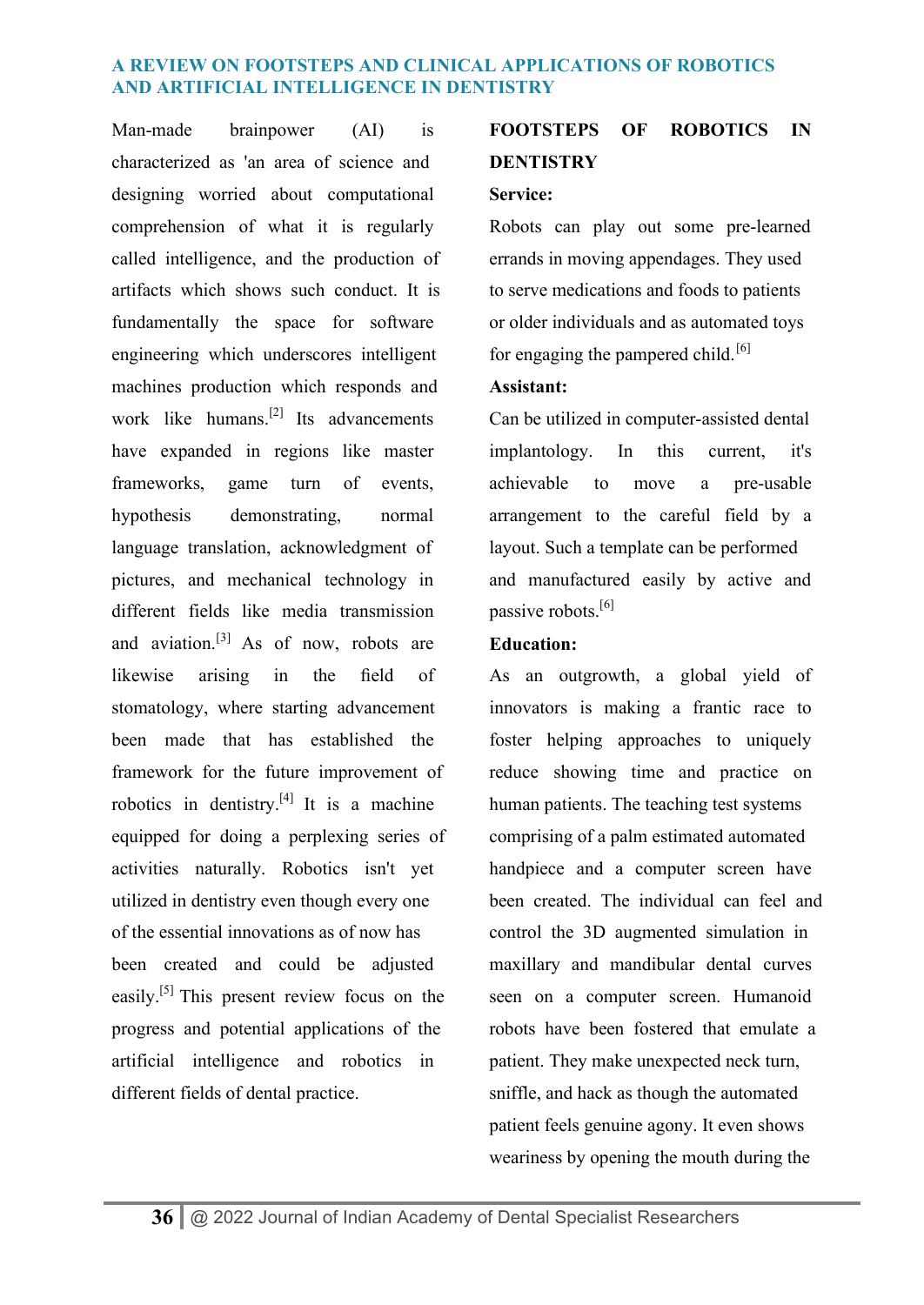Man-made brainpower (AI) is characterized as 'an area of science and designing worried about computational comprehension of what it is regularly called intelligence, and the production of artifacts which shows such conduct. It is fundamentally the space for software engineering which underscores intelligent machines production which responds and work like humans.[2] Its advancements have expanded in regions like master frameworks, game turn of events, hypothesis demonstrating, normal language translation, acknowledgment of pictures, and mechanical technology in different fields like media transmission and aviation.[3] As of now, robots are likewise arising in the field of stomatology, where starting advancement been made that has established the framework for the future improvement of robotics in dentistry.[4] It is a machine equipped for doing a perplexing series of activities naturally. Robotics isn't yet utilized in dentistry even though every one of the essential innovations as of now has been created and could be adjusted easily.[5] This present review focus on the progress and potential applications of the artificial intelligence and robotics in different fields of dental practice.

## FOOTSTEPS OF ROBOTICS IN DENTISTRY

**Service:**

Robots can play out some pre-learned errands in moving appendages. They used to serve medications and foods to patients or older individuals and as automated toys for engaging the pampered child.[6]

**Assistant:**

Can be utilized in computer-assisted dental implantology. In this current, it's achievable to move a pre-usable arrangement to the careful field by a layout. Such a template can be performed and manufactured easily by active and passive robots.[6]

**Education:**

As an outgrowth, a global yield of innovators is making a frantic race to foster helping approaches to uniquely reduce showing time and practice on human patients. The teaching test systems comprising of a palm estimated automated handpiece and a computer screen have been created. The individual can feel and control the 3D augmented simulation in maxillary and mandibular dental curves seen on a computer screen. Humanoid robots have been fostered that emulate a patient. They make unexpected neck turn, sniffle, and hack as though the automated patient feels genuine agony. It even shows weariness by opening the mouth during the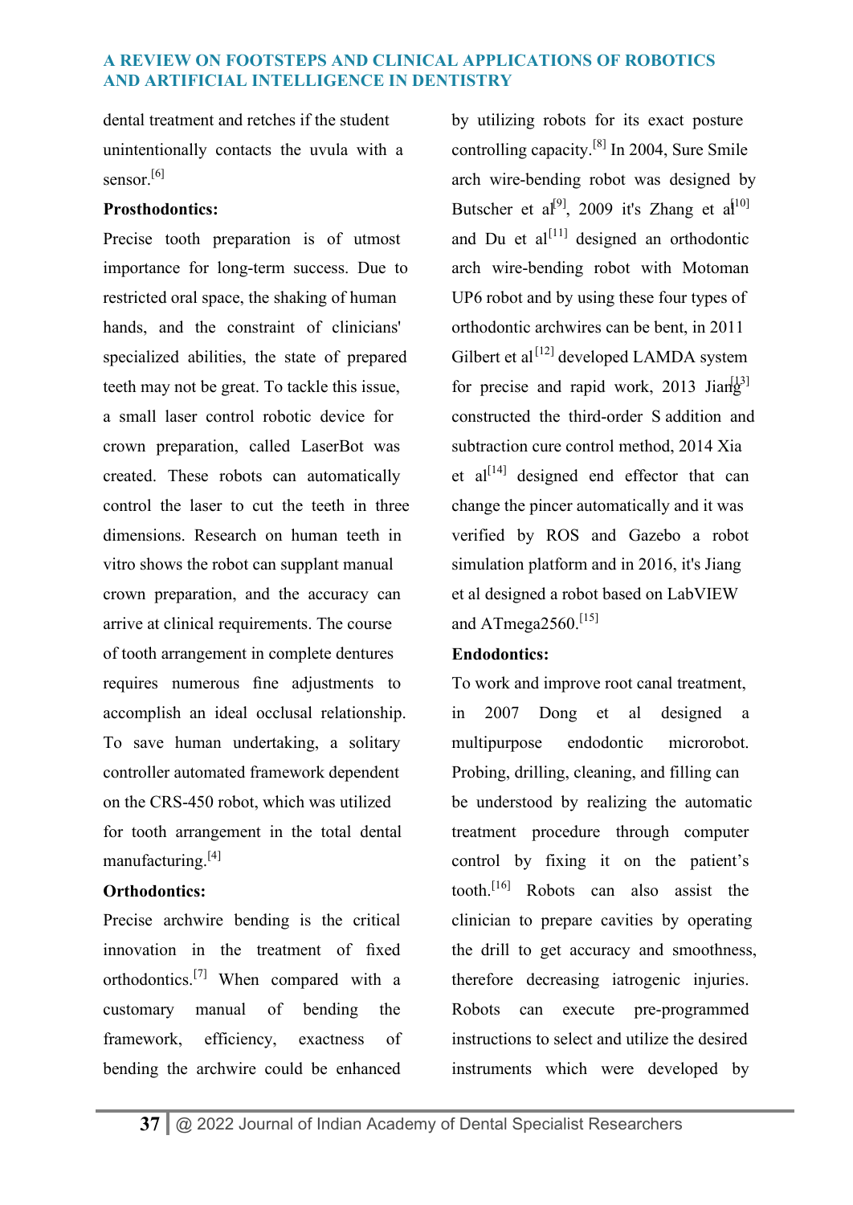dental treatment and retches if the student unintentionally contacts the uvula with a sensor.[6]

**Prosthodontics:**

Precise tooth preparation is of utmost importance for long-term success. Due to restricted oral space, the shaking of human hands, and the constraint of clinicians' specialized abilities, the state of prepared teeth may not be great. To tackle this issue, a small laser control robotic device for crown preparation, called LaserBot was created. These robots can automatically control the laser to cut the teeth in three dimensions. Research on human teeth in vitro shows the robot can supplant manual crown preparation, and the accuracy can arrive at clinical requirements. The course of tooth arrangement in complete dentures requires numerous fine adjustments to accomplish an ideal occlusal relationship. To save human undertaking, a solitary controller automated framework dependent on the CRS-450 robot, which was utilized for tooth arrangement in the total dental manufacturing.[4]

**Orthodontics:**

Precise archwire bending is the critical innovation in the treatment of fixed orthodontics.[7] When compared with a customary manual of bending the framework, efficiency, exactness of bending the archwire could be enhanced by utilizing robots for its exact posture controlling capacity.[8] In 2004, Sure Smile arch wire-bending robot was designed by Butscher et al[9], 2009 it's Zhang et al[10] and Du et al[11] designed an orthodontic arch wire-bending robot with Motoman UP6 robot and by using these four types of orthodontic archwires can be bent, in 2011 Gilbert et al[12] developed LAMDA system for precise and rapid work, 2013 Jiang[13] constructed the third-order S addition and subtraction cure control method, 2014 Xia et al[14] designed end effector that can change the pincer automatically and it was verified by ROS and Gazebo a robot simulation platform and in 2016, it's Jiang et al designed a robot based on LabVIEW and ATmega2560.[15]

**Endodontics:**

To work and improve root canal treatment, in 2007 Dong et al designed a multipurpose endodontic microrobot. Probing, drilling, cleaning, and filling can be understood by realizing the automatic treatment procedure through computer control by fixing it on the patient's tooth.[16] Robots can also assist the clinician to prepare cavities by operating the drill to get accuracy and smoothness, therefore decreasing iatrogenic injuries. Robots can execute pre-programmed instructions to select and utilize the desired instruments which were developed by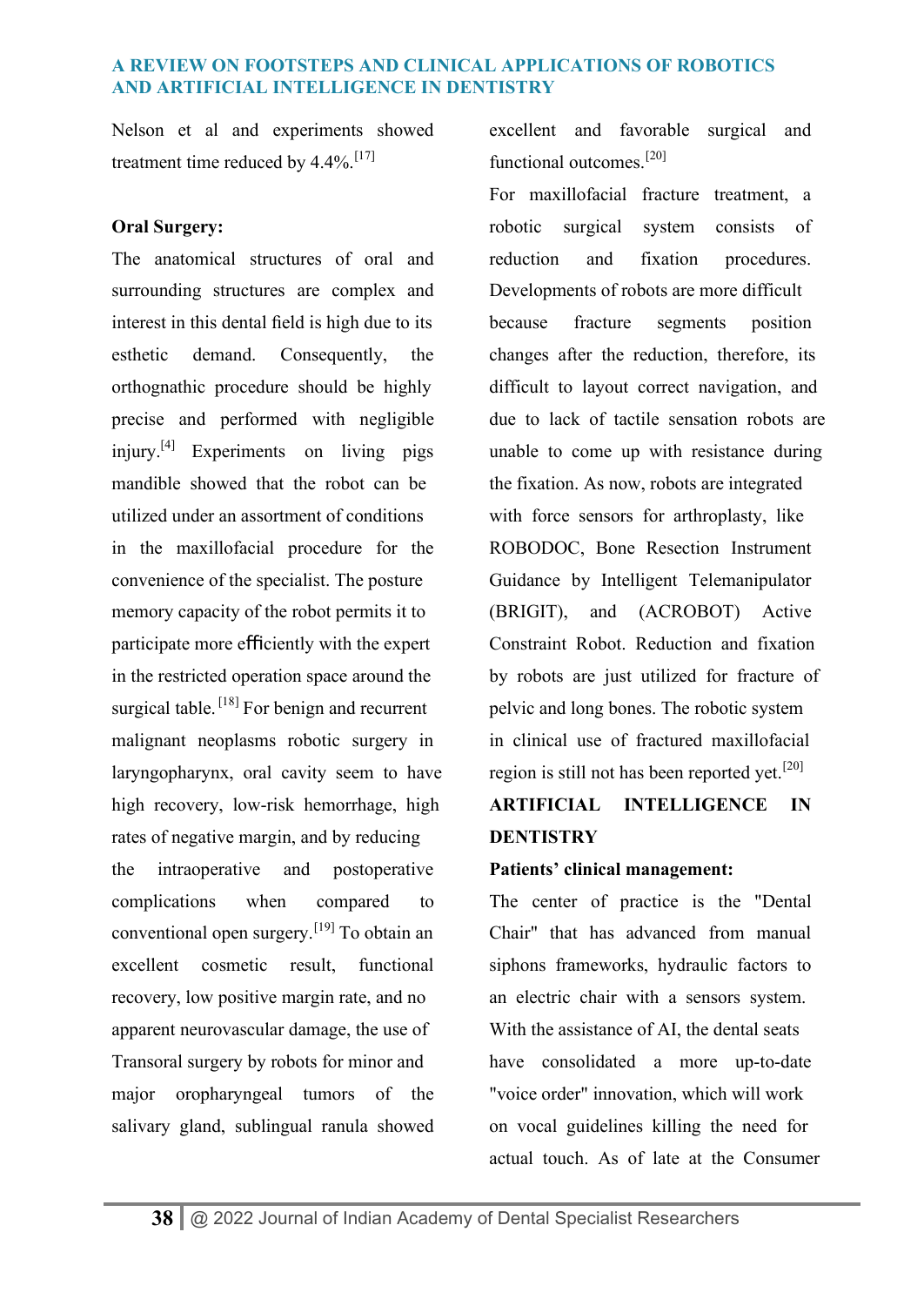Nelson et al and experiments showed treatment time reduced by 4.4%.[17]

**Oral Surgery:**

The anatomical structures of oral and surrounding structures are complex and interest in this dental field is high due to its esthetic demand. Consequently, the orthognathic procedure should be highly precise and performed with negligible injury.[4] Experiments on living pigs mandible showed that the robot can be utilized under an assortment of conditions in the maxillofacial procedure for the convenience of the specialist. The posture memory capacity of the robot permits it to participate more efficiently with the expert in the restricted operation space around the surgical table. [18] For benign and recurrent malignant neoplasms robotic surgery in laryngopharynx, oral cavity seem to have high recovery, low-risk hemorrhage, high rates of negative margin, and by reducing the intraoperative and postoperative complications when compared to conventional open surgery.[19] To obtain an excellent cosmetic result, functional recovery, low positive margin rate, and no apparent neurovascular damage, the use of Transoral surgery by robots for minor and major oropharyngeal tumors of the salivary gland, sublingual ranula showed excellent and favorable surgical and functional outcomes.[20]

For maxillofacial fracture treatment, a robotic surgical system consists of reduction and fixation procedures. Developments of robots are more difficult because fracture segments position changes after the reduction, therefore, its difficult to layout correct navigation, and due to lack of tactile sensation robots are unable to come up with resistance during the fixation. As now, robots are integrated with force sensors for arthroplasty, like ROBODOC, Bone Resection Instrument Guidance by Intelligent Telemanipulator (BRIGIT), and (ACROBOT) Active Constraint Robot. Reduction and fixation by robots are just utilized for fracture of pelvic and long bones. The robotic system in clinical use of fractured maxillofacial region is still not has been reported yet.[20]

## ARTIFICIAL INTELLIGENCE IN DENTISTRY

**Patients' clinical management:**

The center of practice is the "Dental Chair" that has advanced from manual siphons frameworks, hydraulic factors to an electric chair with a sensors system. With the assistance of AI, the dental seats have consolidated a more up-to-date "voice order" innovation, which will work on vocal guidelines killing the need for actual touch. As of late at the Consumer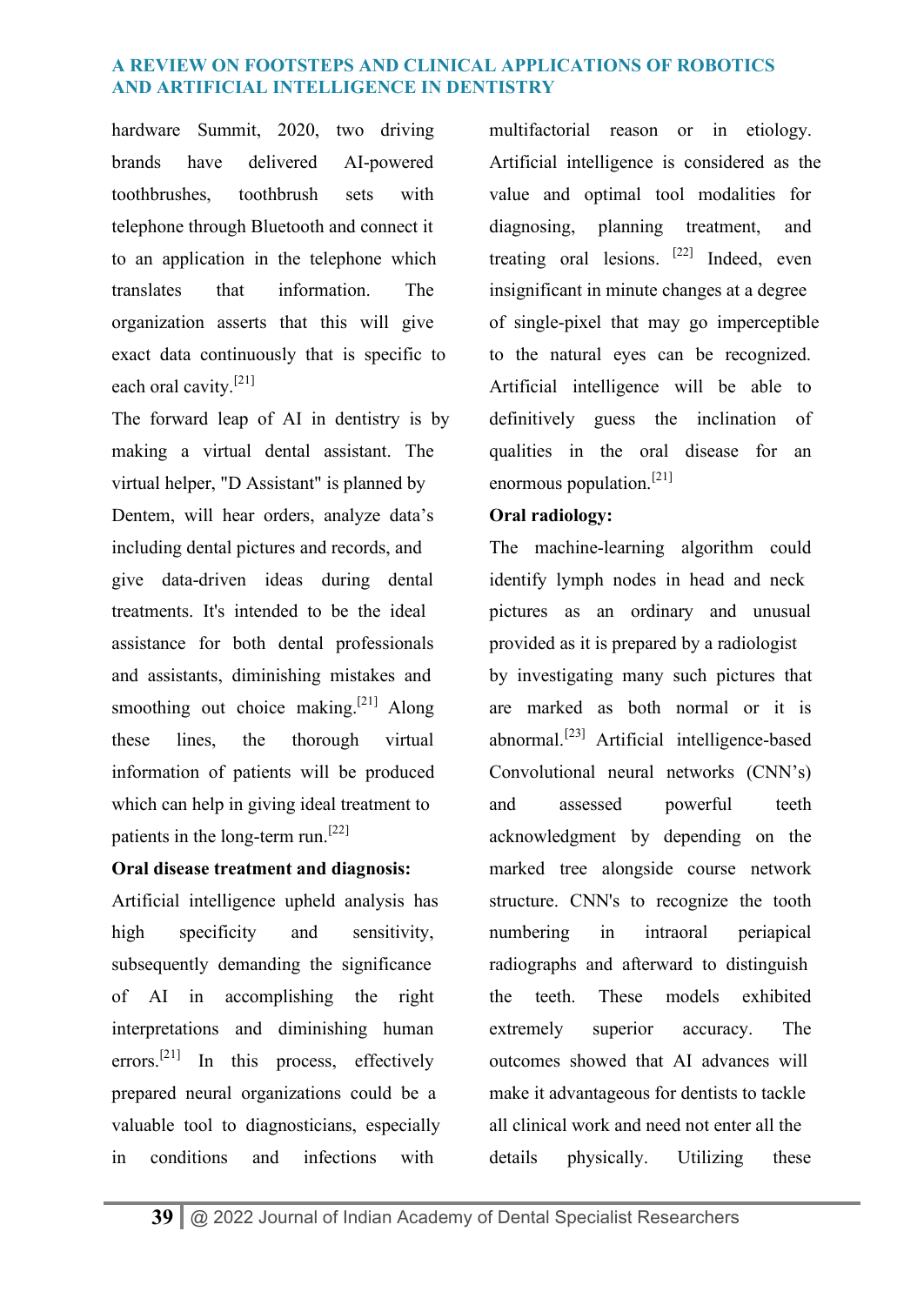hardware Summit, 2020, two driving brands have delivered AI-powered toothbrushes, toothbrush sets with telephone through Bluetooth and connect it to an application in the telephone which translates that information. The organization asserts that this will give exact data continuously that is specific to each oral cavity.[21]

The forward leap of AI in dentistry is by making a virtual dental assistant. The virtual helper, "D Assistant" is planned by Dentem, will hear orders, analyze data's including dental pictures and records, and give data-driven ideas during dental treatments. It's intended to be the ideal assistance for both dental professionals and assistants, diminishing mistakes and smoothing out choice making.[21] Along these lines, the thorough virtual information of patients will be produced which can help in giving ideal treatment to patients in the long-term run.[22]

**Oral disease treatment and diagnosis:**

Artificial intelligence upheld analysis has high specificity and sensitivity, subsequently demanding the significance of AI in accomplishing the right interpretations and diminishing human errors.[21] In this process, effectively prepared neural organizations could be a valuable tool to diagnosticians, especially in conditions and infections with multifactorial reason or in etiology. Artificial intelligence is considered as the value and optimal tool modalities for diagnosing, planning treatment, and treating oral lesions. [22] Indeed, even insignificant in minute changes at a degree of single-pixel that may go imperceptible to the natural eyes can be recognized. Artificial intelligence will be able to definitively guess the inclination of qualities in the oral disease for an enormous population.[21]

**Oral radiology:**

The machine-learning algorithm could identify lymph nodes in head and neck pictures as an ordinary and unusual provided as it is prepared by a radiologist by investigating many such pictures that are marked as both normal or it is abnormal.[23] Artificial intelligence-based Convolutional neural networks (CNN's) and assessed powerful teeth acknowledgment by depending on the marked tree alongside course network structure. CNN's to recognize the tooth numbering in intraoral periapical radiographs and afterward to distinguish the teeth. These models exhibited extremely superior accuracy. The outcomes showed that AI advances will make it advantageous for dentists to tackle all clinical work and need not enter all the details physically. Utilizing these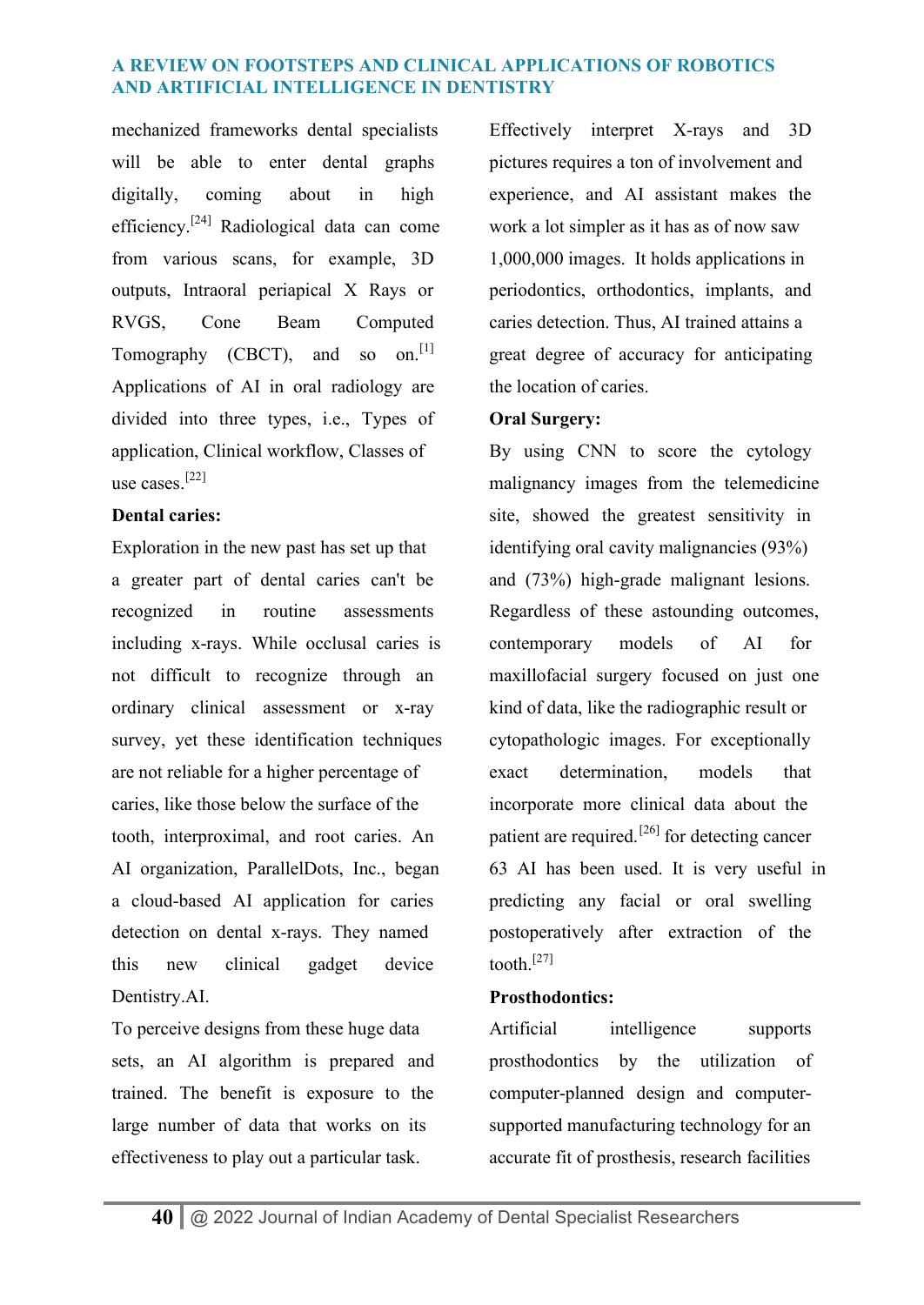mechanized frameworks dental specialists will be able to enter dental graphs digitally, coming about in high efficiency.[24] Radiological data can come from various scans, for example, 3D outputs, Intraoral periapical X Rays or RVGS, Cone Beam Computed Tomography (CBCT), and so on.[1] Applications of AI in oral radiology are divided into three types, i.e., Types of application, Clinical workflow, Classes of use cases.[22]

**Dental caries:**

Exploration in the new past has set up that a greater part of dental caries can't be recognized in routine assessments including x-rays. While occlusal caries is not difficult to recognize through an ordinary clinical assessment or x-ray survey, yet these identification techniques are not reliable for a higher percentage of caries, like those below the surface of the tooth, interproximal, and root caries. An AI organization, ParallelDots, Inc., began a cloud-based AI application for caries detection on dental x-rays. They named this new clinical gadget device Dentistry.AI.

To perceive designs from these huge data sets, an AI algorithm is prepared and trained. The benefit is exposure to the large number of data that works on its effectiveness to play out a particular task. Effectively interpret X-rays and 3D pictures requires a ton of involvement and experience, and AI assistant makes the work a lot simpler as it has as of now saw 1,000,000 images. It holds applications in periodontics, orthodontics, implants, and caries detection. Thus, AI trained attains a great degree of accuracy for anticipating the location of caries.

**Oral Surgery:**

By using CNN to score the cytology malignancy images from the telemedicine site, showed the greatest sensitivity in identifying oral cavity malignancies (93%) and (73%) high-grade malignant lesions. Regardless of these astounding outcomes, contemporary models of AI for maxillofacial surgery focused on just one kind of data, like the radiographic result or cytopathologic images. For exceptionally exact determination, models that incorporate more clinical data about the patient are required.[26] for detecting cancer 63 AI has been used. It is very useful in predicting any facial or oral swelling postoperatively after extraction of the tooth.[27]

**Prosthodontics:**

Artificial intelligence supports prosthodontics by the utilization of computer-planned design and computer-supported manufacturing technology for an accurate fit of prosthesis, research facilities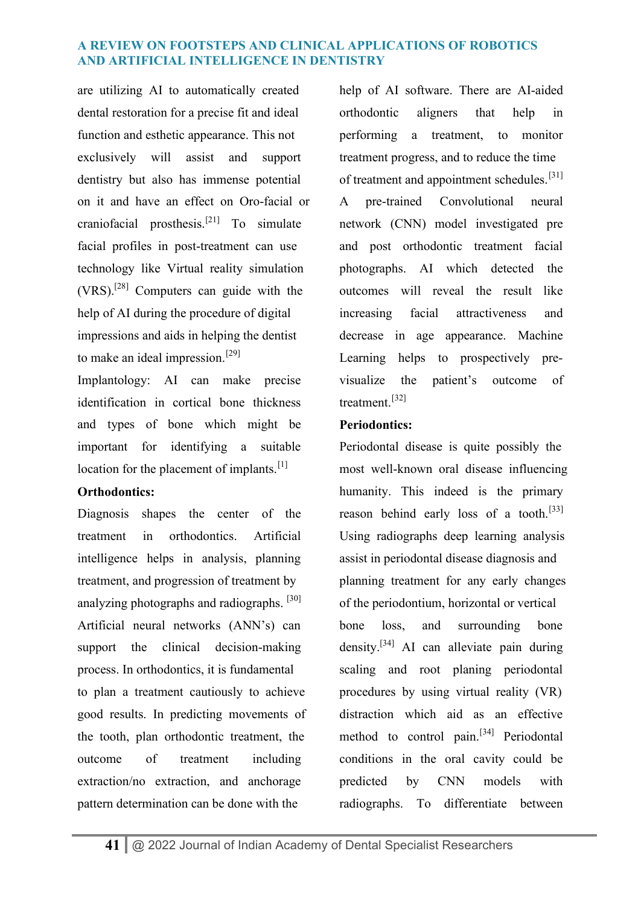are utilizing AI to automatically created dental restoration for a precise fit and ideal function and esthetic appearance. This not exclusively will assist and support dentistry but also has immense potential on it and have an effect on Oro-facial or craniofacial prosthesis.[21] To simulate facial profiles in post-treatment can use technology like Virtual reality simulation (VRS).[28] Computers can guide with the help of AI during the procedure of digital impressions and aids in helping the dentist to make an ideal impression.[29]

Implantology: AI can make precise identification in cortical bone thickness and types of bone which might be important for identifying a suitable location for the placement of implants.[1]

**Orthodontics:**

Diagnosis shapes the center of the treatment in orthodontics. Artificial intelligence helps in analysis, planning treatment, and progression of treatment by analyzing photographs and radiographs. [30] Artificial neural networks (ANN's) can support the clinical decision-making process. In orthodontics, it is fundamental to plan a treatment cautiously to achieve good results. In predicting movements of the tooth, plan orthodontic treatment, the outcome of treatment including extraction/no extraction, and anchorage pattern determination can be done with the help of AI software. There are AI-aided orthodontic aligners that help in performing a treatment, to monitor treatment progress, and to reduce the time of treatment and appointment schedules.[31] A pre-trained Convolutional neural network (CNN) model investigated pre and post orthodontic treatment facial photographs. AI which detected the outcomes will reveal the result like increasing facial attractiveness and decrease in age appearance. Machine Learning helps to prospectively pre-visualize the patient's outcome of treatment.[32]

**Periodontics:**

Periodontal disease is quite possibly the most well-known oral disease influencing humanity. This indeed is the primary reason behind early loss of a tooth.[33] Using radiographs deep learning analysis assist in periodontal disease diagnosis and planning treatment for any early changes of the periodontium, horizontal or vertical bone loss, and surrounding bone density.[34] AI can alleviate pain during scaling and root planing periodontal procedures by using virtual reality (VR) distraction which aid as an effective method to control pain.[34] Periodontal conditions in the oral cavity could be predicted by CNN models with radiographs. To differentiate between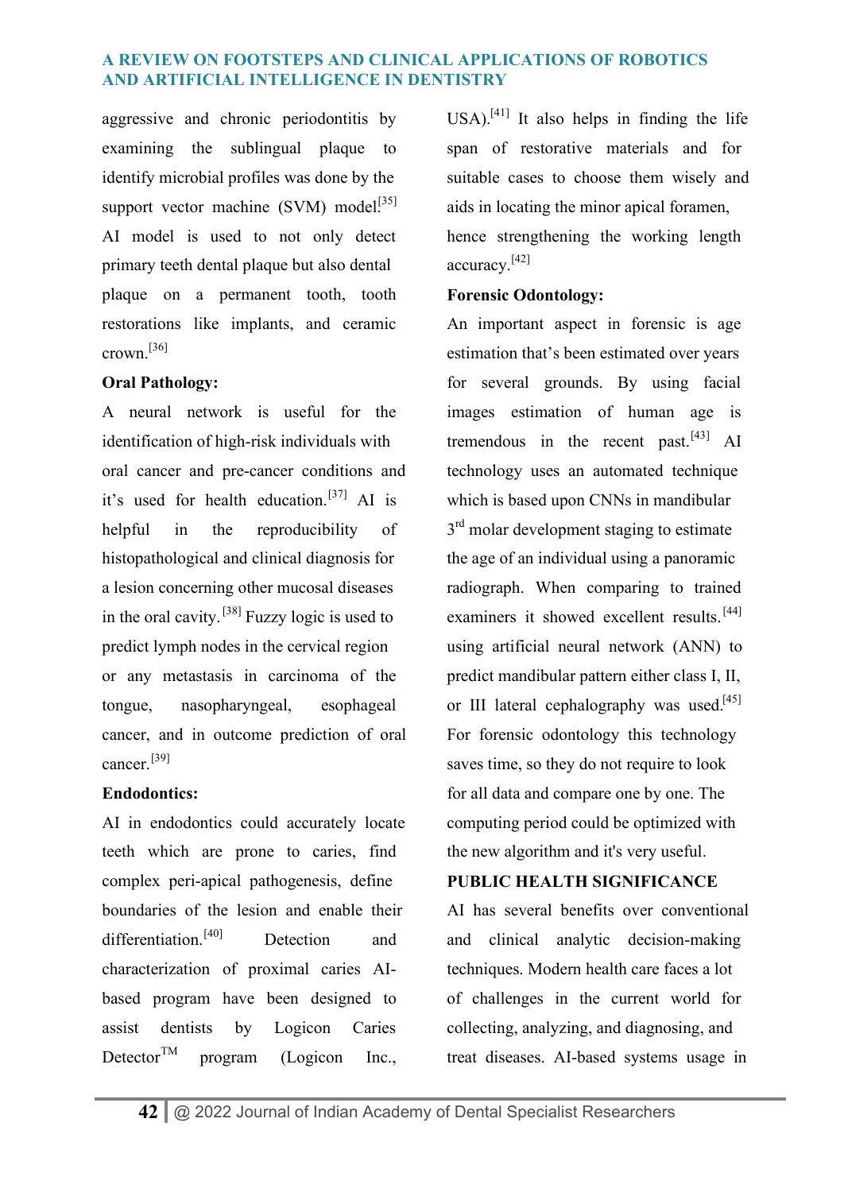aggressive and chronic periodontitis by examining the sublingual plaque to identify microbial profiles was done by the support vector machine (SVM) model.[35] AI model is used to not only detect primary teeth dental plaque but also dental plaque on a permanent tooth, tooth restorations like implants, and ceramic crown.[36]

**Oral Pathology:**

A neural network is useful for the identification of high-risk individuals with oral cancer and pre-cancer conditions and it's used for health education.[37] AI is helpful in the reproducibility of histopathological and clinical diagnosis for a lesion concerning other mucosal diseases in the oral cavity.[38] Fuzzy logic is used to predict lymph nodes in the cervical region or any metastasis in carcinoma of the tongue, nasopharyngeal, esophageal cancer, and in outcome prediction of oral cancer.[39]

**Endodontics:**

AI in endodontics could accurately locate teeth which are prone to caries, find complex peri-apical pathogenesis, define boundaries of the lesion and enable their differentiation.[40] Detection and characterization of proximal caries AI-based program have been designed to assist dentists by Logicon Caries Detector™ program (Logicon Inc., USA).[41] It also helps in finding the life span of restorative materials and for suitable cases to choose them wisely and aids in locating the minor apical foramen, hence strengthening the working length accuracy.[42]

**Forensic Odontology:**

An important aspect in forensic is age estimation that's been estimated over years for several grounds. By using facial images estimation of human age is tremendous in the recent past.[43] AI technology uses an automated technique which is based upon CNNs in mandibular 3rd molar development staging to estimate the age of an individual using a panoramic radiograph. When comparing to trained examiners it showed excellent results.[44] using artificial neural network (ANN) to predict mandibular pattern either class I, II, or III lateral cephalography was used.[45] For forensic odontology this technology saves time, so they do not require to look for all data and compare one by one. The computing period could be optimized with the new algorithm and it's very useful.

**PUBLIC HEALTH SIGNIFICANCE**

AI has several benefits over conventional and clinical analytic decision-making techniques. Modern health care faces a lot of challenges in the current world for collecting, analyzing, and diagnosing, and treat diseases. AI-based systems usage in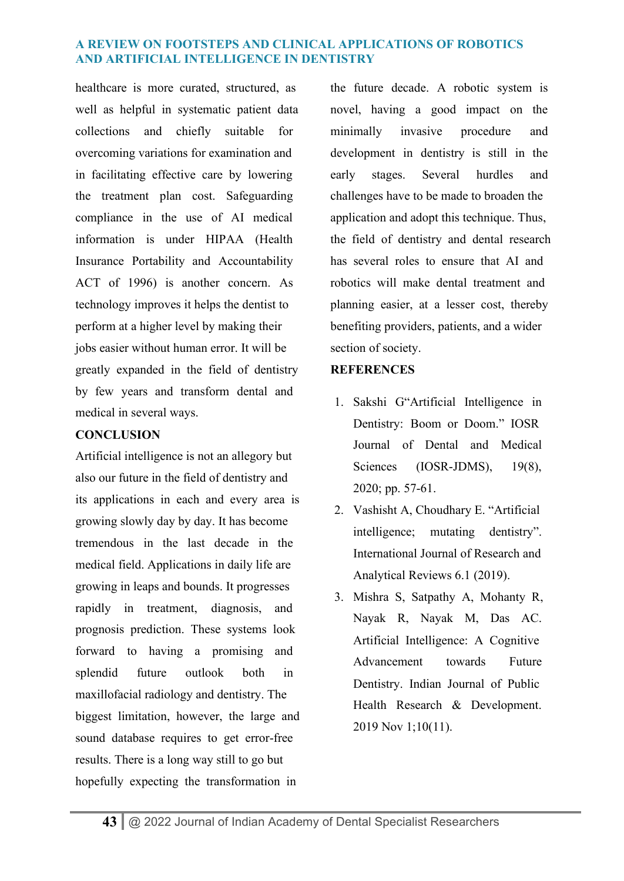healthcare is more curated, structured, as well as helpful in systematic patient data collections and chiefly suitable for overcoming variations for examination and in facilitating effective care by lowering the treatment plan cost. Safeguarding compliance in the use of AI medical information is under HIPAA (Health Insurance Portability and Accountability ACT of 1996) is another concern. As technology improves it helps the dentist to perform at a higher level by making their jobs easier without human error. It will be greatly expanded in the field of dentistry by few years and transform dental and medical in several ways.

## CONCLUSION

Artificial intelligence is not an allegory but also our future in the field of dentistry and its applications in each and every area is growing slowly day by day. It has become tremendous in the last decade in the medical field. Applications in daily life are growing in leaps and bounds. It progresses rapidly in treatment, diagnosis, and prognosis prediction. These systems look forward to having a promising and splendid future outlook both in maxillofacial radiology and dentistry. The biggest limitation, however, the large and sound database requires to get error-free results. There is a long way still to go but hopefully expecting the transformation in the future decade. A robotic system is novel, having a good impact on the minimally invasive procedure and development in dentistry is still in the early stages. Several hurdles and challenges have to be made to broaden the application and adopt this technique. Thus, the field of dentistry and dental research has several roles to ensure that AI and robotics will make dental treatment and planning easier, at a lesser cost, thereby benefiting providers, patients, and a wider section of society.

## REFERENCES

1. Sakshi G"Artificial Intelligence in Dentistry: Boom or Doom." IOSR Journal of Dental and Medical Sciences (IOSR-JDMS), 19(8), 2020; pp. 57-61.
2. Vashisht A, Choudhary E. "Artificial intelligence; mutating dentistry". International Journal of Research and Analytical Reviews 6.1 (2019).
3. Mishra S, Satpathy A, Mohanty R, Nayak R, Nayak M, Das AC. Artificial Intelligence: A Cognitive Advancement towards Future Dentistry. Indian Journal of Public Health Research & Development. 2019 Nov 1;10(11).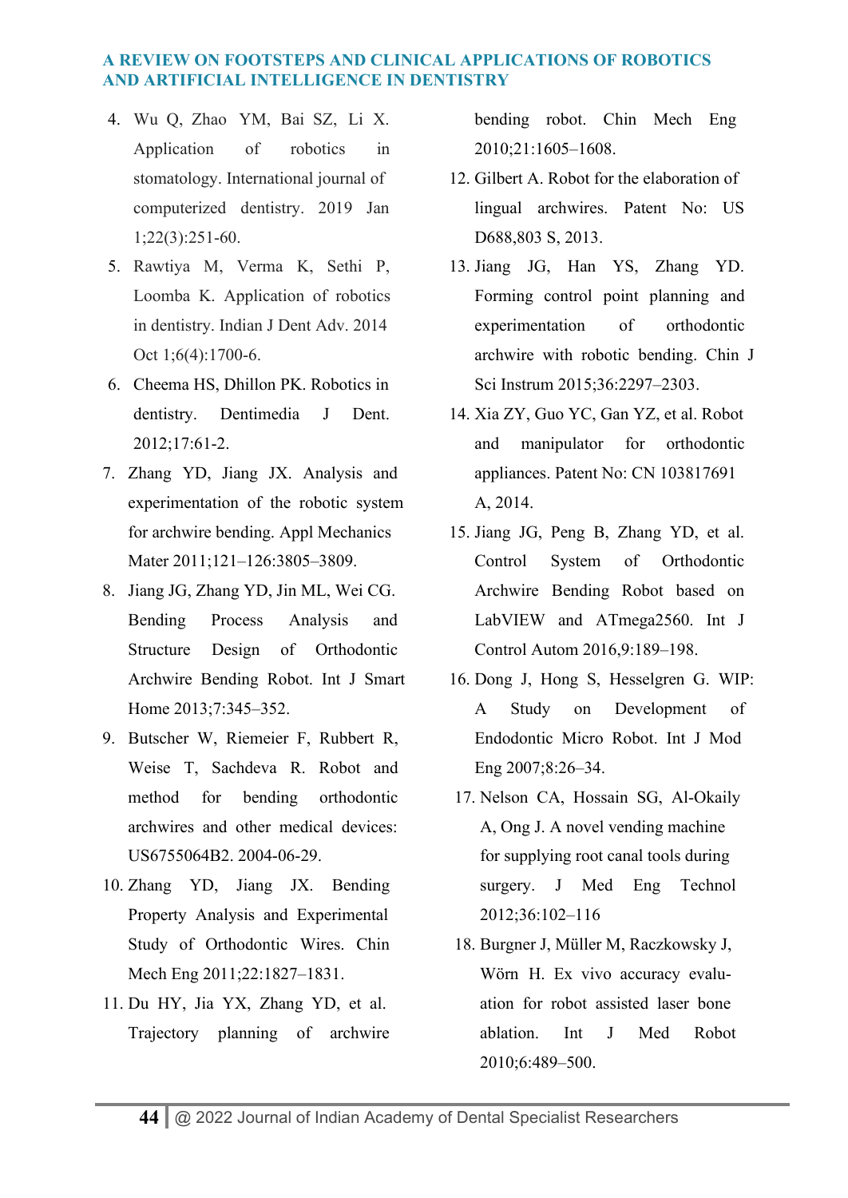4. Wu Q, Zhao YM, Bai SZ, Li X. Application of robotics in stomatology. International journal of computerized dentistry. 2019 Jan 1;22(3):251-60.
5. Rawtiya M, Verma K, Sethi P, Loomba K. Application of robotics in dentistry. Indian J Dent Adv. 2014 Oct 1;6(4):1700-6.
6. Cheema HS, Dhillon PK. Robotics in dentistry. Dentimedia J Dent. 2012;17:61-2.
7. Zhang YD, Jiang JX. Analysis and experimentation of the robotic system for archwire bending. Appl Mechanics Mater 2011;121–126:3805–3809.
8. Jiang JG, Zhang YD, Jin ML, Wei CG. Bending Process Analysis and Structure Design of Orthodontic Archwire Bending Robot. Int J Smart Home 2013;7:345–352.
9. Butscher W, Riemeier F, Rubbert R, Weise T, Sachdeva R. Robot and method for bending orthodontic archwires and other medical devices: US6755064B2. 2004-06-29.
10. Zhang YD, Jiang JX. Bending Property Analysis and Experimental Study of Orthodontic Wires. Chin Mech Eng 2011;22:1827–1831.
11. Du HY, Jia YX, Zhang YD, et al. Trajectory planning of archwire bending robot. Chin Mech Eng 2010;21:1605–1608.
12. Gilbert A. Robot for the elaboration of lingual archwires. Patent No: US D688,803 S, 2013.
13. Jiang JG, Han YS, Zhang YD. Forming control point planning and experimentation of orthodontic archwire with robotic bending. Chin J Sci Instrum 2015;36:2297–2303.
14. Xia ZY, Guo YC, Gan YZ, et al. Robot and manipulator for orthodontic appliances. Patent No: CN 103817691 A, 2014.
15. Jiang JG, Peng B, Zhang YD, et al. Control System of Orthodontic Archwire Bending Robot based on LabVIEW and ATmega2560. Int J Control Autom 2016,9:189–198.
16. Dong J, Hong S, Hesselgren G. WIP: A Study on Development of Endodontic Micro Robot. Int J Mod Eng 2007;8:26–34.
17. Nelson CA, Hossain SG, Al-Okaily A, Ong J. A novel vending machine for supplying root canal tools during surgery. J Med Eng Technol 2012;36:102–116
18. Burgner J, Müller M, Raczkowsky J, Wörn H. Ex vivo accuracy evaluation for robot assisted laser bone ablation. Int J Med Robot 2010;6:489–500.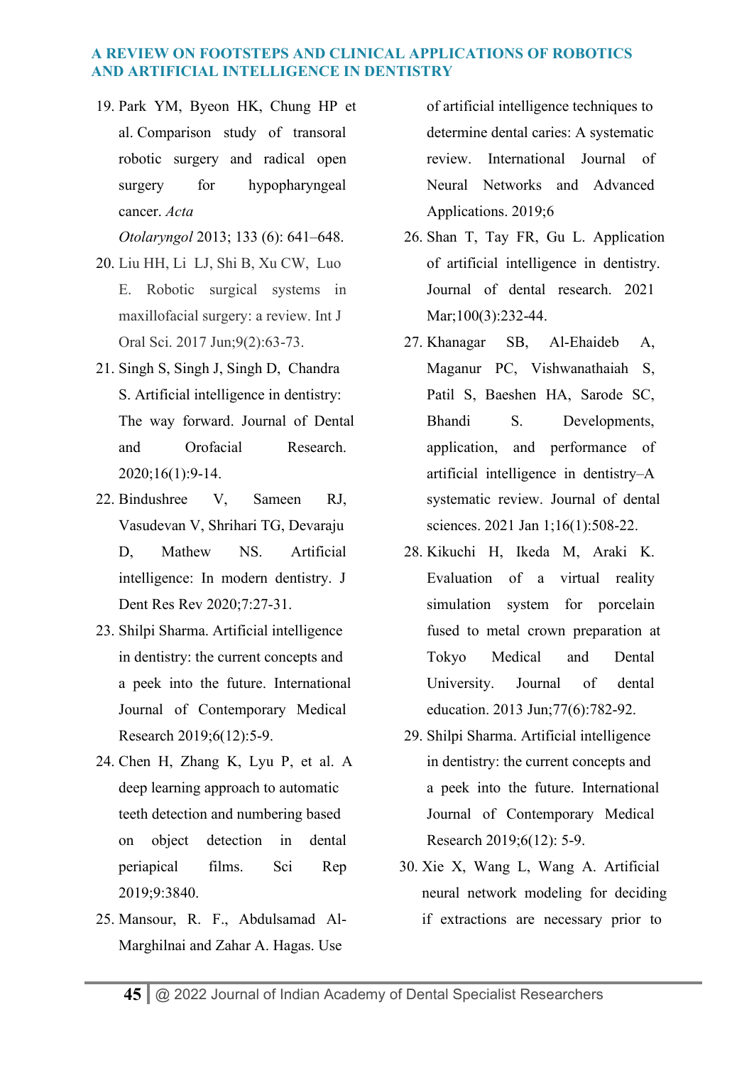19. Park YM, Byeon HK, Chung HP et al. Comparison study of transoral robotic surgery and radical open surgery for hypopharyngeal cancer. *Acta Otolaryngol* 2013; 133 (6): 641–648.
20. Liu HH, Li LJ, Shi B, Xu CW, Luo E. Robotic surgical systems in maxillofacial surgery: a review. Int J Oral Sci. 2017 Jun;9(2):63-73.
21. Singh S, Singh J, Singh D, Chandra S. Artificial intelligence in dentistry: The way forward. Journal of Dental and Orofacial Research. 2020;16(1):9-14.
22. Bindushree V, Sameen RJ, Vasudevan V, Shrihari TG, Devaraju D, Mathew NS. Artificial intelligence: In modern dentistry. J Dent Res Rev 2020;7:27-31.
23. Shilpi Sharma. Artificial intelligence in dentistry: the current concepts and a peek into the future. International Journal of Contemporary Medical Research 2019;6(12):5-9.
24. Chen H, Zhang K, Lyu P, et al. A deep learning approach to automatic teeth detection and numbering based on object detection in dental periapical films. Sci Rep 2019;9:3840.
25. Mansour, R. F., Abdulsamad Al-Marghilnai and Zahar A. Hagas. Use of artificial intelligence techniques to determine dental caries: A systematic review. International Journal of Neural Networks and Advanced Applications. 2019;6
26. Shan T, Tay FR, Gu L. Application of artificial intelligence in dentistry. Journal of dental research. 2021 Mar;100(3):232-44.
27. Khanagar SB, Al-Ehaideb A, Maganur PC, Vishwanathaiah S, Patil S, Baeshen HA, Sarode SC, Bhandi S. Developments, application, and performance of artificial intelligence in dentistry–A systematic review. Journal of dental sciences. 2021 Jan 1;16(1):508-22.
28. Kikuchi H, Ikeda M, Araki K. Evaluation of a virtual reality simulation system for porcelain fused to metal crown preparation at Tokyo Medical and Dental University. Journal of dental education. 2013 Jun;77(6):782-92.
29. Shilpi Sharma. Artificial intelligence in dentistry: the current concepts and a peek into the future. International Journal of Contemporary Medical Research 2019;6(12): 5-9.
30. Xie X, Wang L, Wang A. Artificial neural network modeling for deciding if extractions are necessary prior to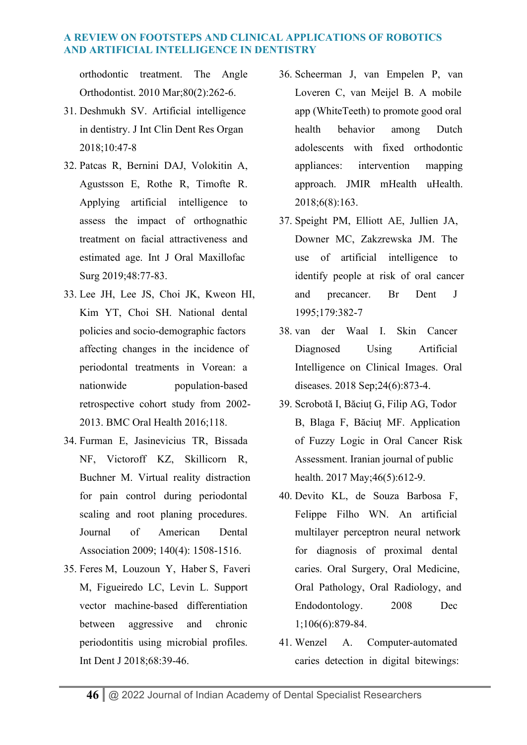orthodontic treatment. The Angle Orthodontist. 2010 Mar;80(2):262-6.

31. Deshmukh SV. Artificial intelligence in dentistry. J Int Clin Dent Res Organ 2018;10:47-8
32. Patcas R, Bernini DAJ, Volokitin A, Agustsson E, Rothe R, Timofte R. Applying artificial intelligence to assess the impact of orthognathic treatment on facial attractiveness and estimated age. Int J Oral Maxillofac Surg 2019;48:77-83.
33. Lee JH, Lee JS, Choi JK, Kweon HI, Kim YT, Choi SH. National dental policies and socio-demographic factors affecting changes in the incidence of periodontal treatments in Vorean: a nationwide population-based retrospective cohort study from 2002-2013. BMC Oral Health 2016;118.
34. Furman E, Jasinevicius TR, Bissada NF, Victoroff KZ, Skillicorn R, Buchner M. Virtual reality distraction for pain control during periodontal scaling and root planing procedures. Journal of American Dental Association 2009; 140(4): 1508-1516.
35. Feres M, Louzoun Y, Haber S, Faveri M, Figueiredo LC, Levin L. Support vector machine-based differentiation between aggressive and chronic periodontitis using microbial profiles. Int Dent J 2018;68:39-46.
36. Scheerman J, van Empelen P, van Loveren C, van Meijel B. A mobile app (WhiteTeeth) to promote good oral health behavior among Dutch adolescents with fixed orthodontic appliances: intervention mapping approach. JMIR mHealth uHealth. 2018;6(8):163.
37. Speight PM, Elliott AE, Jullien JA, Downer MC, Zakzrewska JM. The use of artificial intelligence to identify people at risk of oral cancer and precancer. Br Dent J 1995;179:382-7
38. van der Waal I. Skin Cancer Diagnosed Using Artificial Intelligence on Clinical Images. Oral diseases. 2018 Sep;24(6):873-4.
39. Scrobotă I, Băciuț G, Filip AG, Todor B, Blaga F, Băciuț MF. Application of Fuzzy Logic in Oral Cancer Risk Assessment. Iranian journal of public health. 2017 May;46(5):612-9.
40. Devito KL, de Souza Barbosa F, Felippe Filho WN. An artificial multilayer perceptron neural network for diagnosis of proximal dental caries. Oral Surgery, Oral Medicine, Oral Pathology, Oral Radiology, and Endodontology. 2008 Dec 1;106(6):879-84.
41. Wenzel A. Computer-automated caries detection in digital bitewings: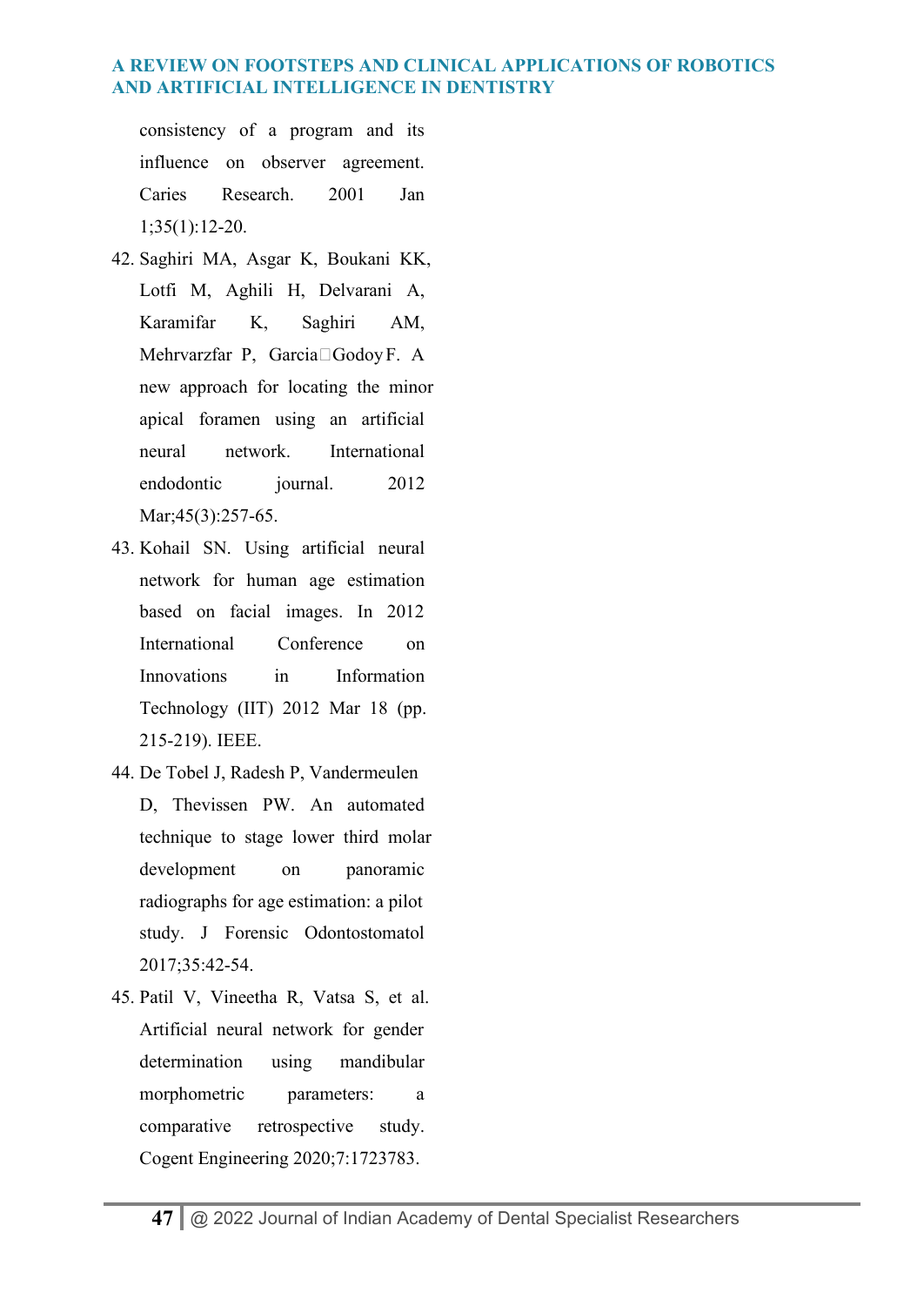consistency of a program and its influence on observer agreement. Caries Research. 2001 Jan 1;35(1):12-20.

42. Saghiri MA, Asgar K, Boukani KK, Lotfi M, Aghili H, Delvarani A, Karamifar K, Saghiri AM, Mehrvarzfar P, Garcia‐Godoy F. A new approach for locating the minor apical foramen using an artificial neural network. International endodontic journal. 2012 Mar;45(3):257-65.
43. Kohail SN. Using artificial neural network for human age estimation based on facial images. In 2012 International Conference on Innovations in Information Technology (IIT) 2012 Mar 18 (pp. 215-219). IEEE.
44. De Tobel J, Radesh P, Vandermeulen D, Thevissen PW. An automated technique to stage lower third molar development on panoramic radiographs for age estimation: a pilot study. J Forensic Odontostomatol 2017;35:42-54.
45. Patil V, Vineetha R, Vatsa S, et al. Artificial neural network for gender determination using mandibular morphometric parameters: a comparative retrospective study. Cogent Engineering 2020;7:1723783.